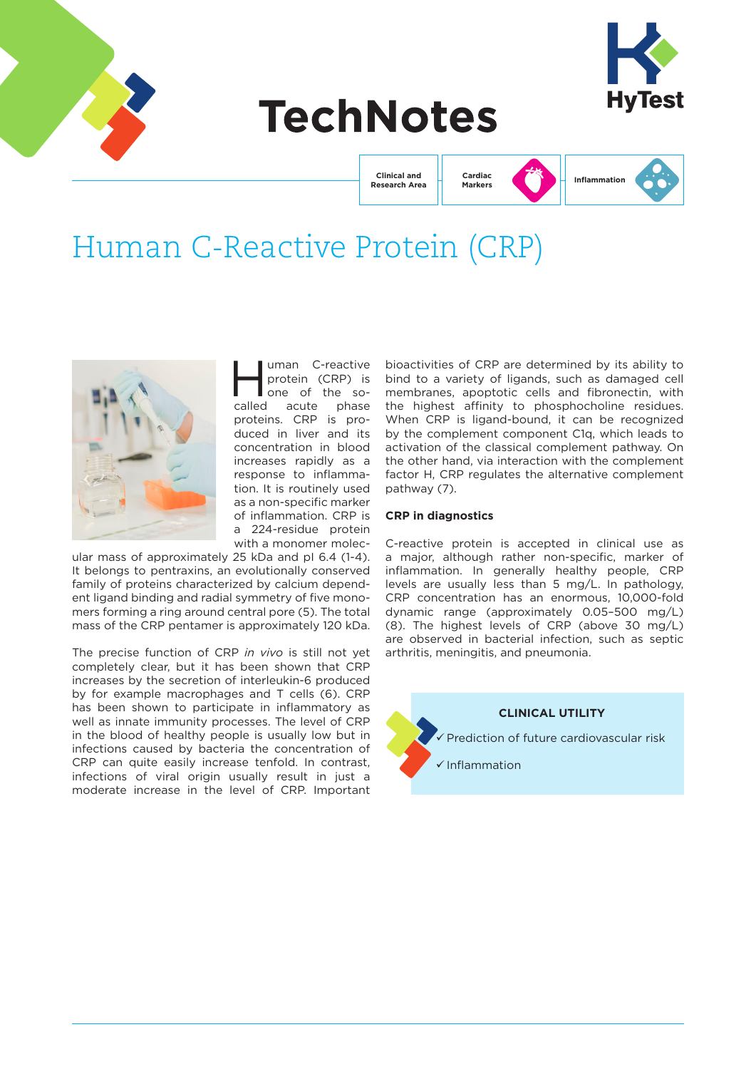# TechNotes

Clinical and Research Area | Cardiac Markers | Inflammation

# Human C-Reactive Protein (CRP)

Human C-reactive protein (CRP) is one of the so-called acute phase proteins. CRP is produced in liver and its concentration in blood increases rapidly as a response to inflammation. It is routinely used as a non-specific marker of inflammation. CRP is a 224-residue protein with a monomer molecular mass of approximately 25 kDa and pI 6.4 (1-4). It belongs to pentraxins, an evolutionally conserved family of proteins characterized by calcium dependent ligand binding and radial symmetry of five monomers forming a ring around central pore (5). The total mass of the CRP pentamer is approximately 120 kDa.

The precise function of CRP *in vivo* is still not yet completely clear, but it has been shown that CRP increases by the secretion of interleukin-6 produced by for example macrophages and T cells (6). CRP has been shown to participate in inflammatory as well as innate immunity processes. The level of CRP in the blood of healthy people is usually low but in infections caused by bacteria the concentration of CRP can quite easily increase tenfold. In contrast, infections of viral origin usually result in just a moderate increase in the level of CRP. Important bioactivities of CRP are determined by its ability to bind to a variety of ligands, such as damaged cell membranes, apoptotic cells and fibronectin, with the highest affinity to phosphocholine residues. When CRP is ligand-bound, it can be recognized by the complement component C1q, which leads to activation of the classical complement pathway. On the other hand, via interaction with the complement factor H, CRP regulates the alternative complement pathway (7).

### CRP in diagnostics

C-reactive protein is accepted in clinical use as a major, although rather non-specific, marker of inflammation. In generally healthy people, CRP levels are usually less than 5 mg/L. In pathology, CRP concentration has an enormous, 10,000-fold dynamic range (approximately 0.05–500 mg/L) (8). The highest levels of CRP (above 30 mg/L) are observed in bacterial infection, such as septic arthritis, meningitis, and pneumonia.

**CLINICAL UTILITY**

- ✓ Prediction of future cardiovascular risk
- ✓ Inflammation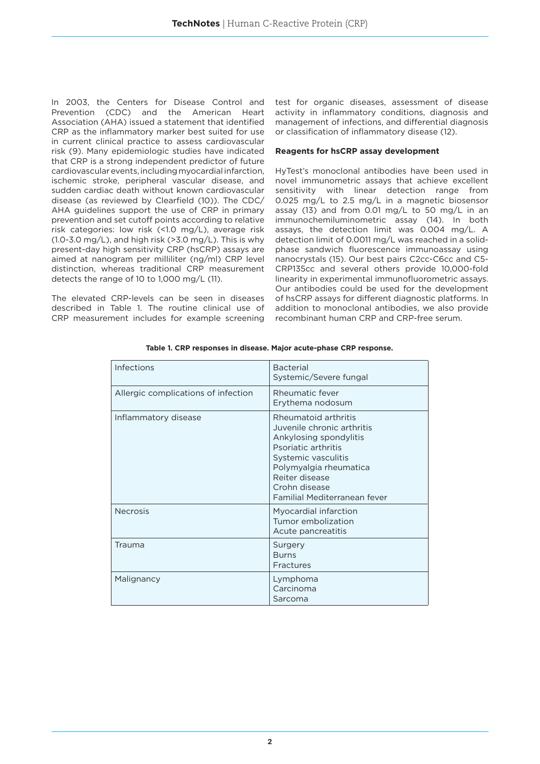In 2003, the Centers for Disease Control and Prevention (CDC) and the American Heart Association (AHA) issued a statement that identified CRP as the inflammatory marker best suited for use in current clinical practice to assess cardiovascular risk (9). Many epidemiologic studies have indicated that CRP is a strong independent predictor of future cardiovascular events, including myocardial infarction, ischemic stroke, peripheral vascular disease, and sudden cardiac death without known cardiovascular disease (as reviewed by Clearfield (10)). The CDC/AHA guidelines support the use of CRP in primary prevention and set cutoff points according to relative risk categories: low risk (<1.0 mg/L), average risk (1.0-3.0 mg/L), and high risk (>3.0 mg/L). This is why present-day high sensitivity CRP (hsCRP) assays are aimed at nanogram per milliliter (ng/ml) CRP level distinction, whereas traditional CRP measurement detects the range of 10 to 1,000 mg/L (11).

The elevated CRP-levels can be seen in diseases described in Table 1. The routine clinical use of CRP measurement includes for example screening test for organic diseases, assessment of disease activity in inflammatory conditions, diagnosis and management of infections, and differential diagnosis or classification of inflammatory disease (12).

**Reagents for hsCRP assay development**

HyTest's monoclonal antibodies have been used in novel immunometric assays that achieve excellent sensitivity with linear detection range from 0.025 mg/L to 2.5 mg/L in a magnetic biosensor assay (13) and from 0.01 mg/L to 50 mg/L in an immunochemiluminometric assay (14). In both assays, the detection limit was 0.004 mg/L. A detection limit of 0.0011 mg/L was reached in a solid-phase sandwich fluorescence immunoassay using nanocrystals (15). Our best pairs C2cc-C6cc and C5-CRP135cc and several others provide 10,000-fold linearity in experimental immunofluorometric assays. Our antibodies could be used for the development of hsCRP assays for different diagnostic platforms. In addition to monoclonal antibodies, we also provide recombinant human CRP and CRP-free serum.

**Table 1. CRP responses in disease. Major acute-phase CRP response.**

| | |
|---|---|
| Infections | Bacterial<br>Systemic/Severe fungal |
| Allergic complications of infection | Rheumatic fever<br>Erythema nodosum |
| Inflammatory disease | Rheumatoid arthritis<br>Juvenile chronic arthritis<br>Ankylosing spondylitis<br>Psoriatic arthritis<br>Systemic vasculitis<br>Polymyalgia rheumatica<br>Reiter disease<br>Crohn disease<br>Familial Mediterranean fever |
| Necrosis | Myocardial infarction<br>Tumor embolization<br>Acute pancreatitis |
| Trauma | Surgery<br>Burns<br>Fractures |
| Malignancy | Lymphoma<br>Carcinoma<br>Sarcoma |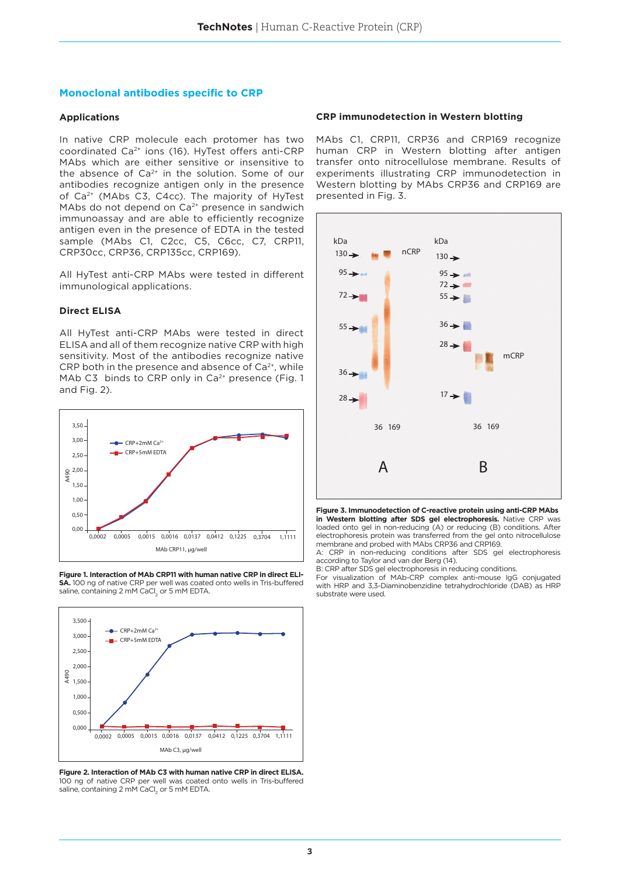## Monoclonal antibodies specific to CRP

### Applications

In native CRP molecule each protomer has two coordinated $Ca^{2+}$ ions (16). HyTest offers anti-CRP MAbs which are either sensitive or insensitive to the absence of $Ca^{2+}$ in the solution. Some of our antibodies recognize antigen only in the presence of $Ca^{2+}$ (MAbs C3, C4cc). The majority of HyTest MAbs do not depend on $Ca^{2+}$ presence in sandwich immunoassay and are able to efficiently recognize antigen even in the presence of EDTA in the tested sample (MAbs C1, C2cc, C5, C6cc, C7, CRP11, CRP30cc, CRP36, CRP135cc, CRP169).

All HyTest anti-CRP MAbs were tested in different immunological applications.

### Direct ELISA

All HyTest anti-CRP MAbs were tested in direct ELISA and all of them recognize native CRP with high sensitivity. Most of the antibodies recognize native CRP both in the presence and absence of $Ca^{2+}$, while MAb C3 binds to CRP only in $Ca^{2+}$ presence (Fig. 1 and Fig. 2).

**Figure 1. Interaction of MAb CRP11 with human native CRP in direct ELISA.** 100 ng of native CRP per well was coated onto wells in Tris-buffered saline, containing 2 mM $CaCl_2$ or 5 mM EDTA.

**Figure 2. Interaction of MAb C3 with human native CRP in direct ELISA.** 100 ng of native CRP per well was coated onto wells in Tris-buffered saline, containing 2 mM $CaCl_2$ or 5 mM EDTA.

### CRP immunodetection in Western blotting

MAbs C1, CRP11, CRP36 and CRP169 recognize human CRP in Western blotting after antigen transfer onto nitrocellulose membrane. Results of experiments illustrating CRP immunodetection in Western blotting by MAbs CRP36 and CRP169 are presented in Fig. 3.

**Figure 3. Immunodetection of C-reactive protein using anti-CRP MAbs in Western blotting after SDS gel electrophoresis.** Native CRP was loaded onto gel in non-reducing (A) or reducing (B) conditions. After electrophoresis protein was transferred from the gel onto nitrocellulose membrane and probed with MAbs CRP36 and CRP169.
A: CRP in non-reducing conditions after SDS gel electrophoresis according to Taylor and van der Berg (14).
B: CRP after SDS gel electrophoresis in reducing conditions.
For visualization of MAb-CRP complex anti-mouse IgG conjugated with HRP and 3,3-Diaminobenzidine tetrahydrochloride (DAB) as HRP substrate were used.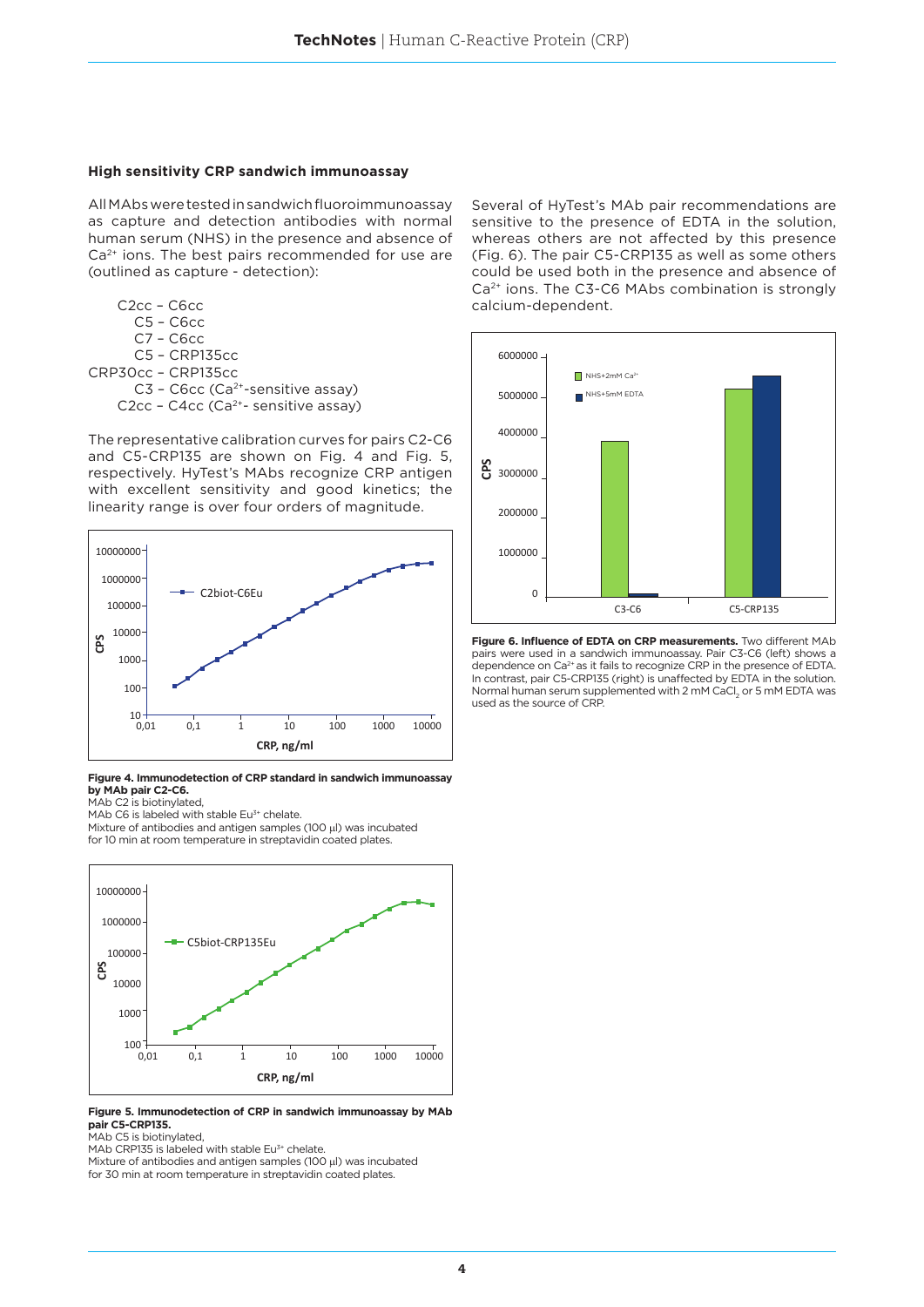### High sensitivity CRP sandwich immunoassay

All MAbs were tested in sandwich fluoroimmunoassay as capture and detection antibodies with normal human serum (NHS) in the presence and absence of $Ca^{2+}$ ions. The best pairs recommended for use are (outlined as capture - detection):

C2cc – C6cc
C5 – C6cc
C7 – C6cc
C5 – CRP135cc
CRP30cc – CRP135cc
C3 – C6cc ($Ca^{2+}$-sensitive assay)
C2cc – C4cc ($Ca^{2+}$- sensitive assay)

The representative calibration curves for pairs C2-C6 and C5-CRP135 are shown on Fig. 4 and Fig. 5, respectively. HyTest's MAbs recognize CRP antigen with excellent sensitivity and good kinetics; the linearity range is over four orders of magnitude.

**Figure 4. Immunodetection of CRP standard in sandwich immunoassay by MAb pair C2-C6.**
MAb C2 is biotinylated,
MAb C6 is labeled with stable $Eu^{3+}$ chelate.
Mixture of antibodies and antigen samples (100 μl) was incubated for 10 min at room temperature in streptavidin coated plates.

**Figure 5. Immunodetection of CRP in sandwich immunoassay by MAb pair C5-CRP135.**
MAb C5 is biotinylated,
MAb CRP135 is labeled with stable $Eu^{3+}$ chelate.
Mixture of antibodies and antigen samples (100 μl) was incubated for 30 min at room temperature in streptavidin coated plates.

Several of HyTest's MAb pair recommendations are sensitive to the presence of EDTA in the solution, whereas others are not affected by this presence (Fig. 6). The pair C5-CRP135 as well as some others could be used both in the presence and absence of $Ca^{2+}$ ions. The C3-C6 MAbs combination is strongly calcium-dependent.

**Figure 6. Influence of EDTA on CRP measurements.** Two different MAb pairs were used in a sandwich immunoassay. Pair C3-C6 (left) shows a dependence on $Ca^{2+}$ as it fails to recognize CRP in the presence of EDTA. In contrast, pair C5-CRP135 (right) is unaffected by EDTA in the solution. Normal human serum supplemented with 2 mM $CaCl_2$ or 5 mM EDTA was used as the source of CRP.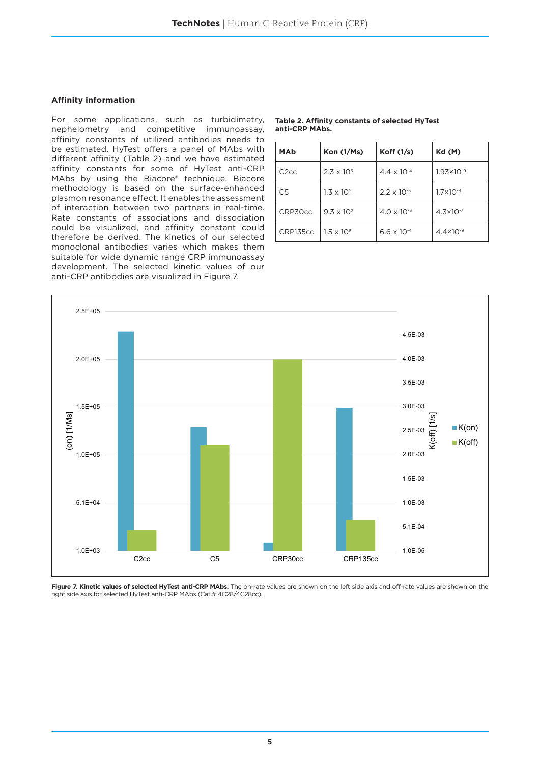### Affinity information

For some applications, such as turbidimetry, nephelometry and competitive immunoassay, affinity constants of utilized antibodies needs to be estimated. HyTest offers a panel of MAbs with different affinity (Table 2) and we have estimated affinity constants for some of HyTest anti-CRP MAbs by using the Biacore® technique. Biacore methodology is based on the surface-enhanced plasmon resonance effect. It enables the assessment of interaction between two partners in real-time. Rate constants of associations and dissociation could be visualized, and affinity constant could therefore be derived. The kinetics of our selected monoclonal antibodies varies which makes them suitable for wide dynamic range CRP immunoassay development. The selected kinetic values of our anti-CRP antibodies are visualized in Figure 7.

**Table 2. Affinity constants of selected HyTest anti-CRP MAbs.**

| MAb | Kon (1/Ms) | Koff (1/s) | Kd (M) |
|---|---|---|---|
| C2cc | $2.3 \times 10^5$ | $4.4 \times 10^{-4}$ | $1.93 \times 10^{-9}$ |
| C5 | $1.3 \times 10^5$ | $2.2 \times 10^{-3}$ | $1.7 \times 10^{-8}$ |
| CRP30cc | $9.3 \times 10^3$ | $4.0 \times 10^{-3}$ | $4.3 \times 10^{-7}$ |
| CRP135cc | $1.5 \times 10^5$ | $6.6 \times 10^{-4}$ | $4.4 \times 10^{-9}$ |

**Figure 7. Kinetic values of selected HyTest anti-CRP MAbs.** The on-rate values are shown on the left side axis and off-rate values are shown on the right side axis for selected HyTest anti-CRP MAbs (Cat.# 4C28/4C28cc).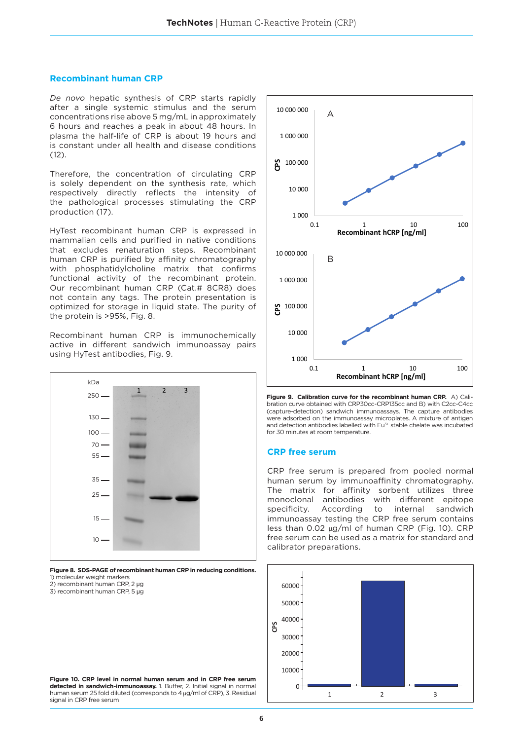## Recombinant human CRP

*De novo* hepatic synthesis of CRP starts rapidly after a single systemic stimulus and the serum concentrations rise above 5 mg/mL in approximately 6 hours and reaches a peak in about 48 hours. In plasma the half-life of CRP is about 19 hours and is constant under all health and disease conditions (12).

Therefore, the concentration of circulating CRP is solely dependent on the synthesis rate, which respectively directly reflects the intensity of the pathological processes stimulating the CRP production (17).

HyTest recombinant human CRP is expressed in mammalian cells and purified in native conditions that excludes renaturation steps. Recombinant human CRP is purified by affinity chromatography with phosphatidylcholine matrix that confirms functional activity of the recombinant protein. Our recombinant human CRP (Cat.# 8CR8) does not contain any tags. The protein presentation is optimized for storage in liquid state. The purity of the protein is >95%, Fig. 8.

Recombinant human CRP is immunochemically active in different sandwich immunoassay pairs using HyTest antibodies, Fig. 9.

**Figure 8. SDS-PAGE of recombinant human CRP in reducing conditions.**
1) molecular weight markers
2) recombinant human CRP, 2 µg
3) recombinant human CRP, 5 µg

**Figure 9. Calibration curve for the recombinant human CRP.** A) Calibration curve obtained with CRP30cc-CRP135cc and B) with C2cc-C4cc (capture-detection) sandwich immunoassays. The capture antibodies were adsorbed on the immunoassay microplates. A mixture of antigen and detection antibodies labelled with $Eu^{3+}$ stable chelate was incubated for 30 minutes at room temperature.

## CRP free serum

CRP free serum is prepared from pooled normal human serum by immunoaffinity chromatography. The matrix for affinity sorbent utilizes three monoclonal antibodies with different epitope specificity. According to internal sandwich immunoassay testing the CRP free serum contains less than 0.02 µg/ml of human CRP (Fig. 10). CRP free serum can be used as a matrix for standard and calibrator preparations.

**Figure 10. CRP level in normal human serum and in CRP free serum detected in sandwich-immunoassay.** 1. Buffer, 2. Initial signal in normal human serum 25 fold diluted (corresponds to 4 µg/ml of CRP), 3. Residual signal in CRP free serum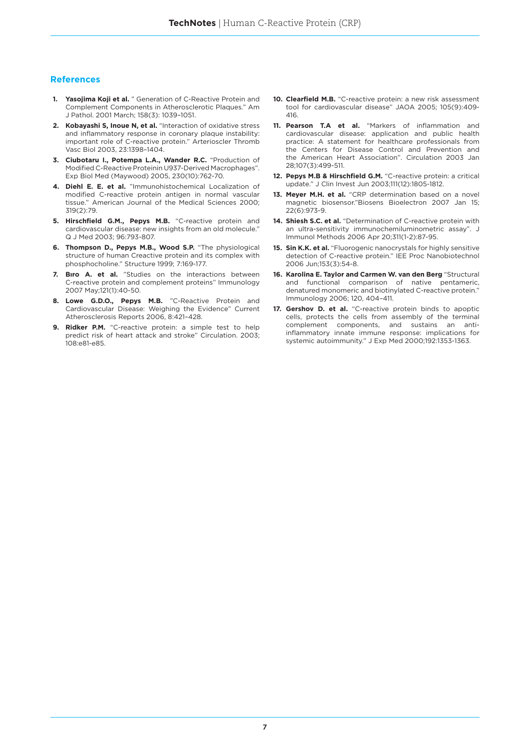## References

1. **Yasojima Koji et al.** " Generation of C-Reactive Protein and Complement Components in Atherosclerotic Plaques." Am J Pathol. 2001 March; 158(3): 1039–1051.
2. **Kobayashi S, Inoue N, et al.** "Interaction of oxidative stress and inflammatory response in coronary plaque instability: important role of C-reactive protein." Arterioscler Thromb Vasc Biol 2003, 23:1398–1404.
3. **Ciubotaru I., Potempa L.A., Wander R.C.** "Production of Modified C-Reactive Proteinin U937-Derived Macrophages". Exp Biol Med (Maywood) 2005, 230(10):762-70.
4. **Diehl E. E. et al.** "Immunohistochemical Localization of modified C-reactive protein antigen in normal vascular tissue." American Journal of the Medical Sciences 2000; 319(2):79.
5. **Hirschfield G.M., Pepys M.B.** "C-reactive protein and cardiovascular disease: new insights from an old molecule." Q J Med 2003; 96:793-807.
6. **Thompson D., Pepys M.B., Wood S.P.** "The physiological structure of human Creactive protein and its complex with phosphocholine." Structure 1999; 7:169-177.
7. **Bıro A. et al.** "Studies on the interactions between C-reactive protein and complement proteins" Immunology 2007 May;121(1):40-50.
8. **Lowe G.D.O., Pepys M.B.** "C-Reactive Protein and Cardiovascular Disease: Weighing the Evidence" Current Atherosclerosis Reports 2006, 8:421–428.
9. **Ridker P.M.** "C-reactive protein: a simple test to help predict risk of heart attack and stroke" Circulation. 2003; 108:e81-e85.
10. **Clearfield M.B.** "C-reactive protein: a new risk assessment tool for cardiovascular disease" JAOA 2005; 105(9):409-416.
11. **Pearson T.A et al.** "Markers of inflammation and cardiovascular disease: application and public health practice: A statement for healthcare professionals from the Centers for Disease Control and Prevention and the American Heart Association". Circulation 2003 Jan 28;107(3):499-511.
12. **Pepys M.B & Hirschfield G.M.** "C-reactive protein: a critical update." J Clin Invest Jun 2003;111(12):1805-1812.
13. **Meyer M.H. et al.** "CRP determination based on a novel magnetic biosensor."Biosens Bioelectron 2007 Jan 15; 22(6):973-9.
14. **Shiesh S.C. et al.** "Determination of C-reactive protein with an ultra-sensitivity immunochemiluminometric assay". J Immunol Methods 2006 Apr 20;311(1-2):87-95.
15. **Sin K.K. et al.** "Fluorogenic nanocrystals for highly sensitive detection of C-reactive protein." IEE Proc Nanobiotechnol 2006 Jun;153(3):54-8.
16. **Karolina E. Taylor and Carmen W. van den Berg** "Structural and functional comparison of native pentameric, denatured monomeric and biotinylated C-reactive protein." Immunology 2006; 120, 404–411.
17. **Gershov D. et al.** "C-reactive protein binds to apoptic cells, protects the cells from assembly of the terminal complement components, and sustains an anti-inflammatory innate immune response: implications for systemic autoimmunity." J Exp Med 2000;192:1353-1363.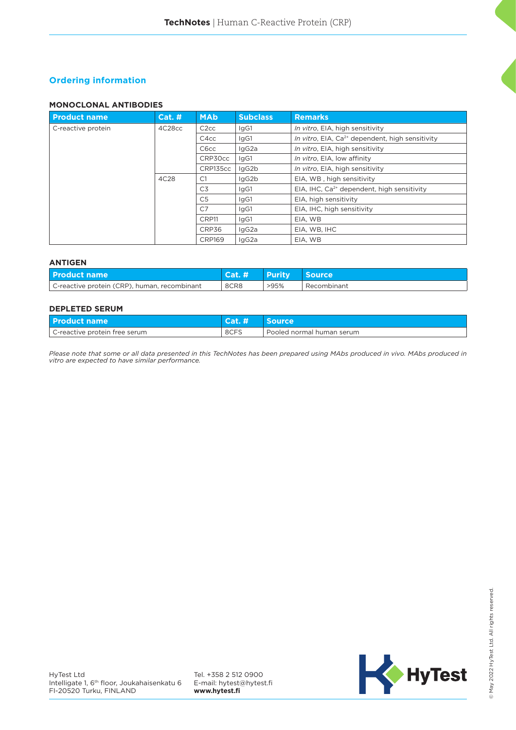## Ordering information

### MONOCLONAL ANTIBODIES

| Product name | Cat. # | MAb | Subclass | Remarks |
|---|---|---|---|---|
| C-reactive protein | 4C28cc | C2cc | IgG1 | *In vitro*, EIA, high sensitivity |
| | | C4cc | IgG1 | *In vitro*, EIA, $Ca^{2+}$ dependent, high sensitivity |
| | | C6cc | IgG2a | *In vitro*, EIA, high sensitivity |
| | | CRP30cc | IgG1 | *In vitro*, EIA, low affinity |
| | | CRP135cc | IgG2b | *In vitro*, EIA, high sensitivity |
| | 4C28 | C1 | IgG2b | EIA, WB , high sensitivity |
| | | C3 | IgG1 | EIA, IHC, $Ca^{2+}$ dependent, high sensitivity |
| | | C5 | IgG1 | EIA, high sensitivity |
| | | C7 | IgG1 | EIA, IHC, high sensitivity |
| | | CRP11 | IgG1 | EIA, WB |
| | | CRP36 | IgG2a | EIA, WB, IHC |
| | | CRP169 | IgG2a | EIA, WB |

### ANTIGEN

| Product name | Cat. # | Purity | Source |
|---|---|---|---|
| C-reactive protein (CRP), human, recombinant | 8CR8 | >95% | Recombinant |

### DEPLETED SERUM

| Product name | Cat. # | Source |
|---|---|---|
| C-reactive protein free serum | 8CFS | Pooled normal human serum |

*Please note that some or all data presented in this TechNotes has been prepared using MAbs produced in vivo. MAbs produced in vitro are expected to have similar performance.*

HyTest Ltd
Intelligate 1, 6th floor, Joukahaisenkatu 6
FI-20520 Turku, FINLAND

Tel. +358 2 512 0900
E-mail: hytest@hytest.fi
**www.hytest.fi**

© May 2022 HyTest Ltd. All rights reserved.